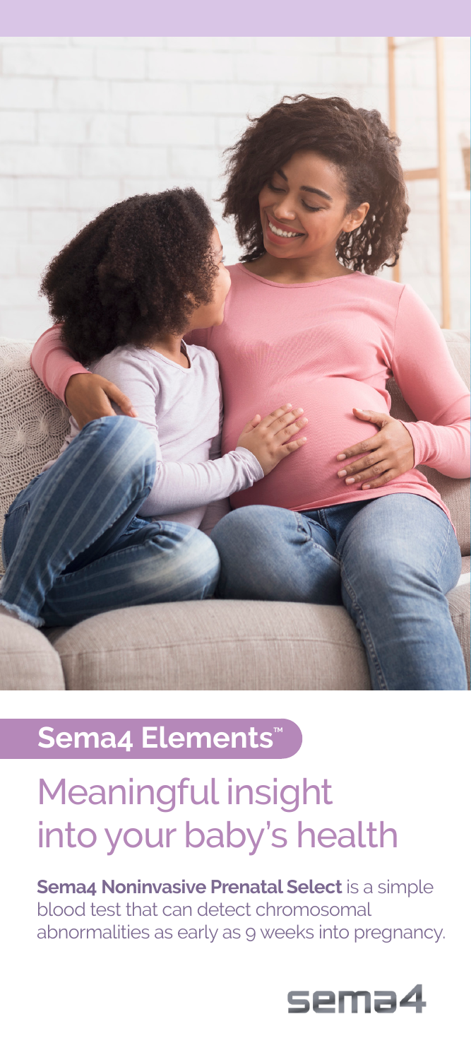**Sema4 Elements™**

# Meaningful insight into your baby's health

**Sema4 Noninvasive Prenatal Select** is a simple blood test that can detect chromosomal abnormalities as early as 9 weeks into pregnancy.

sema4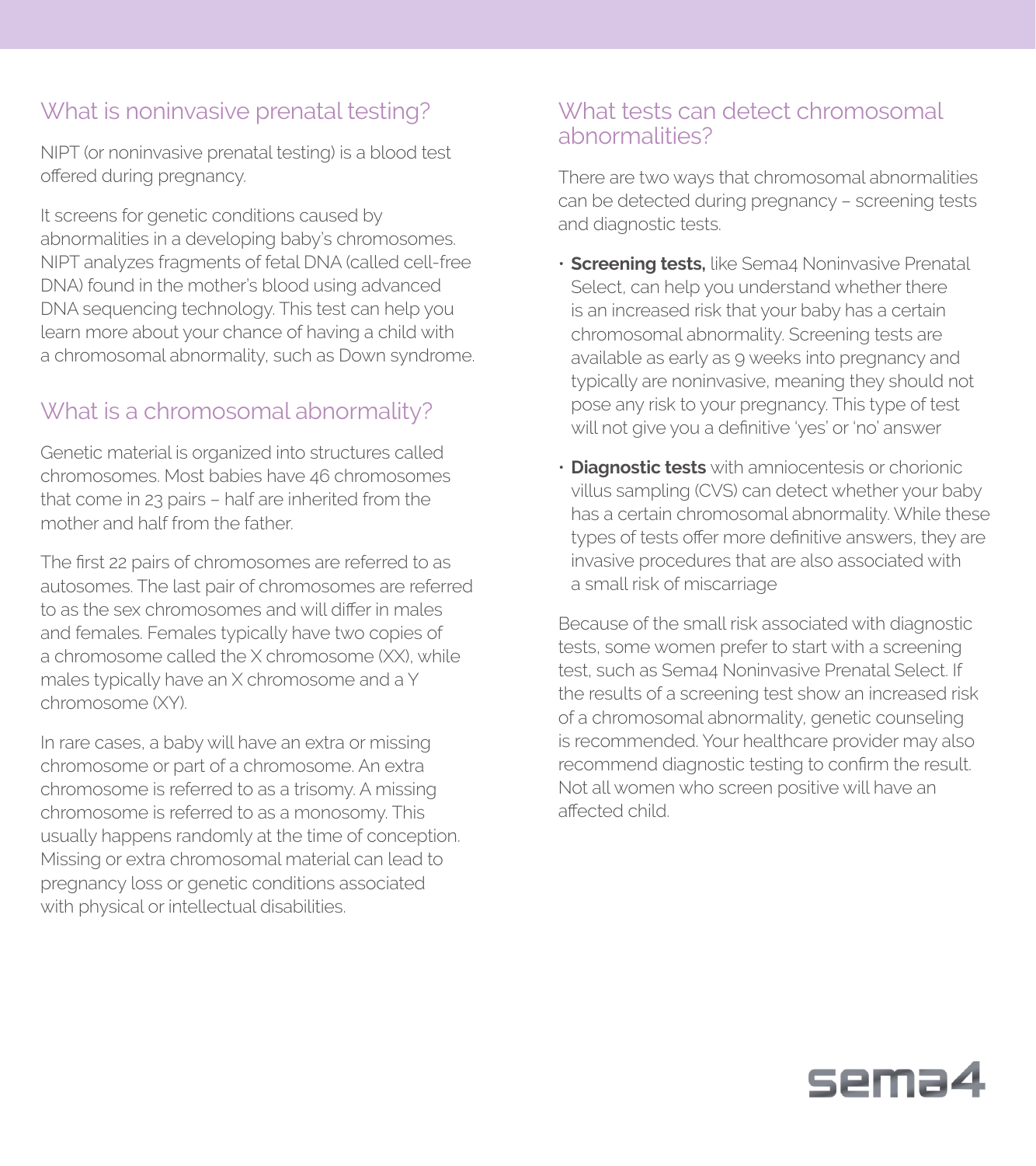## What is noninvasive prenatal testing?

NIPT (or noninvasive prenatal testing) is a blood test offered during pregnancy.

It screens for genetic conditions caused by abnormalities in a developing baby's chromosomes. NIPT analyzes fragments of fetal DNA (called cell-free DNA) found in the mother's blood using advanced DNA sequencing technology. This test can help you learn more about your chance of having a child with a chromosomal abnormality, such as Down syndrome.

## What is a chromosomal abnormality?

Genetic material is organized into structures called chromosomes. Most babies have 46 chromosomes that come in 23 pairs – half are inherited from the mother and half from the father.

The first 22 pairs of chromosomes are referred to as autosomes. The last pair of chromosomes are referred to as the sex chromosomes and will differ in males and females. Females typically have two copies of a chromosome called the X chromosome (XX), while males typically have an X chromosome and a Y chromosome (XY).

In rare cases, a baby will have an extra or missing chromosome or part of a chromosome. An extra chromosome is referred to as a trisomy. A missing chromosome is referred to as a monosomy. This usually happens randomly at the time of conception. Missing or extra chromosomal material can lead to pregnancy loss or genetic conditions associated with physical or intellectual disabilities.

## What tests can detect chromosomal abnormalities?

There are two ways that chromosomal abnormalities can be detected during pregnancy – screening tests and diagnostic tests.

- **Screening tests,** like Sema4 Noninvasive Prenatal Select, can help you understand whether there is an increased risk that your baby has a certain chromosomal abnormality. Screening tests are available as early as 9 weeks into pregnancy and typically are noninvasive, meaning they should not pose any risk to your pregnancy. This type of test will not give you a definitive 'yes' or 'no' answer
- **Diagnostic tests** with amniocentesis or chorionic villus sampling (CVS) can detect whether your baby has a certain chromosomal abnormality. While these types of tests offer more definitive answers, they are invasive procedures that are also associated with a small risk of miscarriage

Because of the small risk associated with diagnostic tests, some women prefer to start with a screening test, such as Sema4 Noninvasive Prenatal Select. If the results of a screening test show an increased risk of a chromosomal abnormality, genetic counseling is recommended. Your healthcare provider may also recommend diagnostic testing to confirm the result. Not all women who screen positive will have an affected child.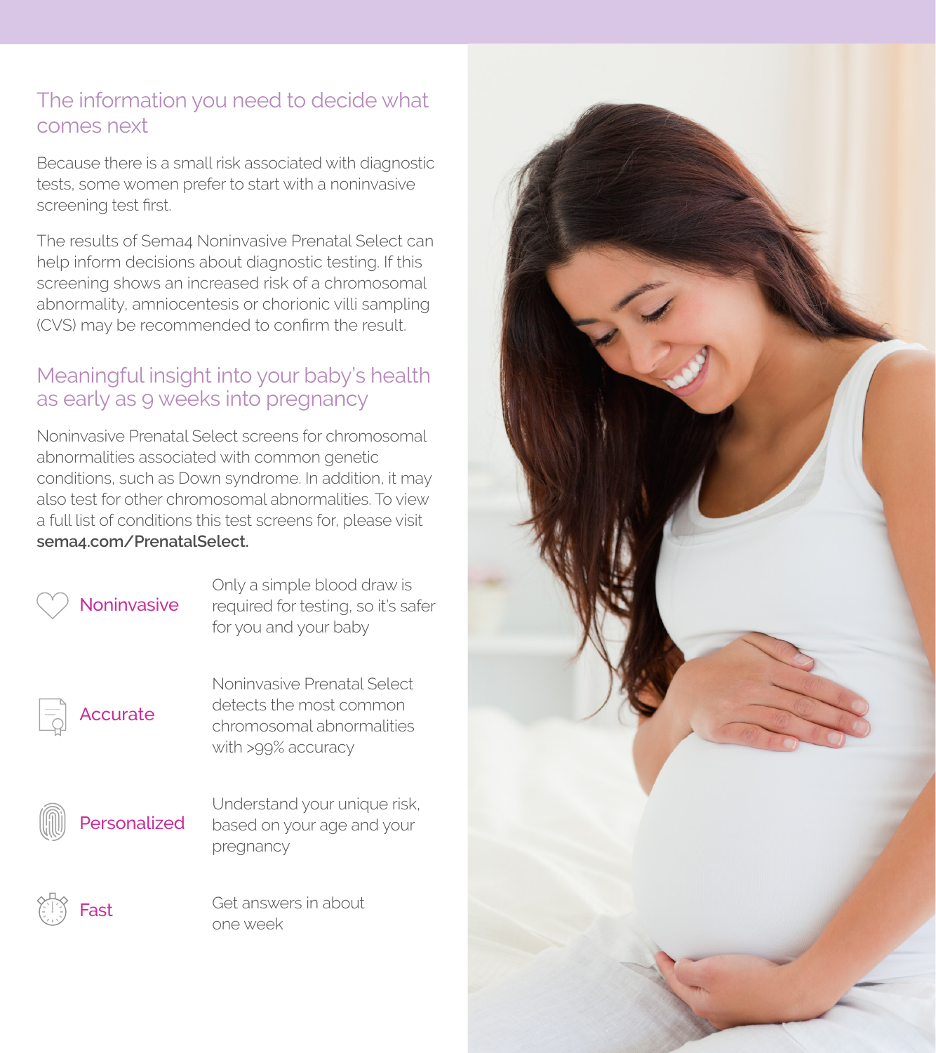## The information you need to decide what comes next

Because there is a small risk associated with diagnostic tests, some women prefer to start with a noninvasive screening test first.

The results of Sema4 Noninvasive Prenatal Select can help inform decisions about diagnostic testing. If this screening shows an increased risk of a chromosomal abnormality, amniocentesis or chorionic villi sampling (CVS) may be recommended to confirm the result.

## Meaningful insight into your baby's health as early as 9 weeks into pregnancy

Noninvasive Prenatal Select screens for chromosomal abnormalities associated with common genetic conditions, such as Down syndrome. In addition, it may also test for other chromosomal abnormalities. To view a full list of conditions this test screens for, please visit **sema4.com/PrenatalSelect.**

**Noninvasive** — Only a simple blood draw is required for testing, so it's safer for you and your baby

**Accurate** — Noninvasive Prenatal Select detects the most common chromosomal abnormalities with >99% accuracy

**Personalized** — Understand your unique risk, based on your age and your pregnancy

**Fast** — Get answers in about one week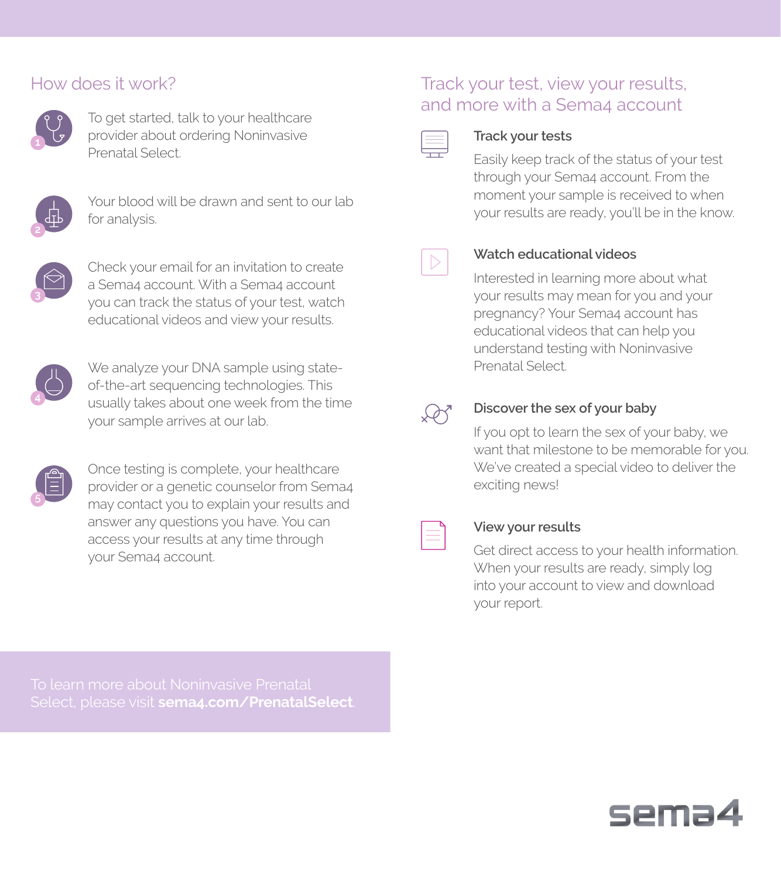## How does it work?

1. To get started, talk to your healthcare provider about ordering Noninvasive Prenatal Select.

2. Your blood will be drawn and sent to our lab for analysis.

3. Check your email for an invitation to create a Sema4 account. With a Sema4 account you can track the status of your test, watch educational videos and view your results.

4. We analyze your DNA sample using state-of-the-art sequencing technologies. This usually takes about one week from the time your sample arrives at our lab.

5. Once testing is complete, your healthcare provider or a genetic counselor from Sema4 may contact you to explain your results and answer any questions you have. You can access your results at any time through your Sema4 account.

## Track your test, view your results, and more with a Sema4 account

### Track your tests

Easily keep track of the status of your test through your Sema4 account. From the moment your sample is received to when your results are ready, you'll be in the know.

### Watch educational videos

Interested in learning more about what your results may mean for you and your pregnancy? Your Sema4 account has educational videos that can help you understand testing with Noninvasive Prenatal Select.

### Discover the sex of your baby

If you opt to learn the sex of your baby, we want that milestone to be memorable for you. We've created a special video to deliver the exciting news!

### View your results

Get direct access to your health information. When your results are ready, simply log into your account to view and download your report.

To learn more about Noninvasive Prenatal Select, please visit **sema4.com/PrenatalSelect**.

sema4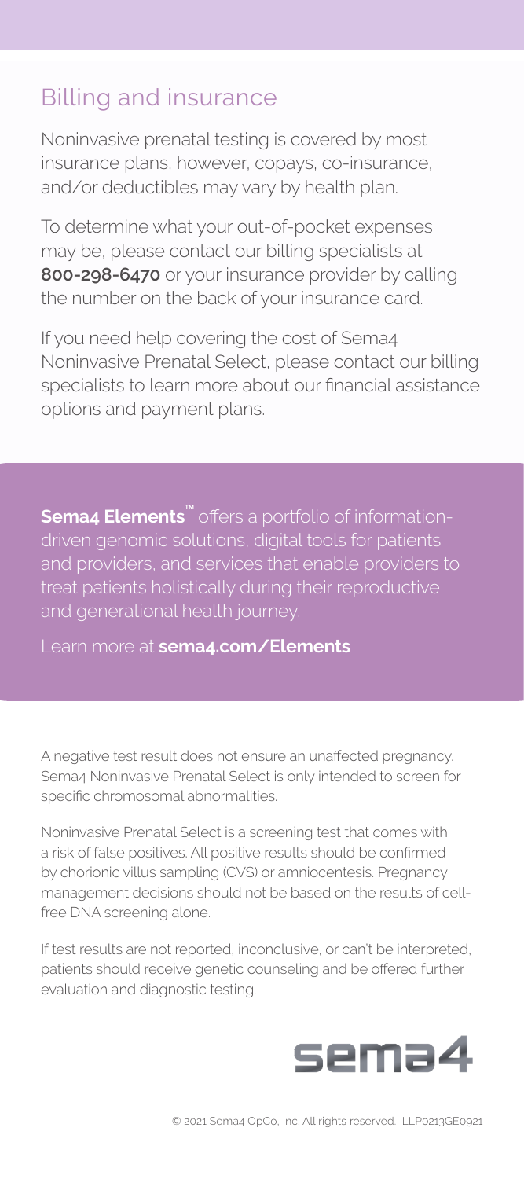## Billing and insurance

Noninvasive prenatal testing is covered by most insurance plans, however, copays, co-insurance, and/or deductibles may vary by health plan.

To determine what your out-of-pocket expenses may be, please contact our billing specialists at **800-298-6470** or your insurance provider by calling the number on the back of your insurance card.

If you need help covering the cost of Sema4 Noninvasive Prenatal Select, please contact our billing specialists to learn more about our financial assistance options and payment plans.

**Sema4 Elements**™ offers a portfolio of information-driven genomic solutions, digital tools for patients and providers, and services that enable providers to treat patients holistically during their reproductive and generational health journey.

Learn more at **sema4.com/Elements**

A negative test result does not ensure an unaffected pregnancy. Sema4 Noninvasive Prenatal Select is only intended to screen for specific chromosomal abnormalities.

Noninvasive Prenatal Select is a screening test that comes with a risk of false positives. All positive results should be confirmed by chorionic villus sampling (CVS) or amniocentesis. Pregnancy management decisions should not be based on the results of cell-free DNA screening alone.

If test results are not reported, inconclusive, or can't be interpreted, patients should receive genetic counseling and be offered further evaluation and diagnostic testing.

sema4

© 2021 Sema4 OpCo, Inc. All rights reserved. LLP0213GE0921